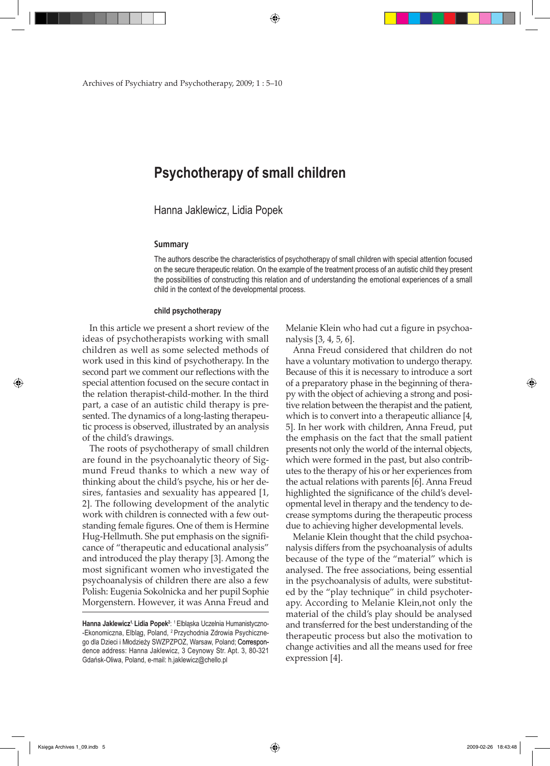# Psychotherapy of small children

Hanna Jaklewicz, Lidia Popek

## Summary

The authors describe the characteristics of psychotherapy of small children with special attention focused on the secure therapeutic relation. On the example of the treatment process of an autistic child they present the possibilities of constructing this relation and of understanding the emotional experiences of a small child in the context of the developmental process.

**child psychotherapy**

In this article we present a short review of the ideas of psychotherapists working with small children as well as some selected methods of work used in this kind of psychotherapy. In the second part we comment our reflections with the special attention focused on the secure contact in the relation therapist-child-mother. In the third part, a case of an autistic child therapy is presented. The dynamics of a long-lasting therapeutic process is observed, illustrated by an analysis of the child's drawings.

The roots of psychotherapy of small children are found in the psychoanalytic theory of Sigmund Freud thanks to which a new way of thinking about the child's psyche, his or her desires, fantasies and sexuality has appeared [1, 2]. The following development of the analytic work with children is connected with a few outstanding female figures. One of them is Hermine Hug-Hellmuth. She put emphasis on the significance of "therapeutic and educational analysis" and introduced the play therapy [3]. Among the most significant women who investigated the psychoanalysis of children there are also a few Polish: Eugenia Sokolnicka and her pupil Sophie Morgenstern. However, it was Anna Freud and Melanie Klein who had cut a figure in psychoanalysis [3, 4, 5, 6].

Anna Freud considered that children do not have a voluntary motivation to undergo therapy. Because of this it is necessary to introduce a sort of a preparatory phase in the beginning of therapy with the object of achieving a strong and positive relation between the therapist and the patient, which is to convert into a therapeutic alliance [4, 5]. In her work with children, Anna Freud, put the emphasis on the fact that the small patient presents not only the world of the internal objects, which were formed in the past, but also contributes to the therapy of his or her experiences from the actual relations with parents [6]. Anna Freud highlighted the significance of the child's developmental level in therapy and the tendency to decrease symptoms during the therapeutic process due to achieving higher developmental levels.

Melanie Klein thought that the child psychoanalysis differs from the psychoanalysis of adults because of the type of the "material" which is analysed. The free associations, being essential in the psychoanalysis of adults, were substituted by the "play technique" in child psychotherapy. According to Melanie Klein,not only the material of the child's play should be analysed and transferred for the best understanding of the therapeutic process but also the motivation to change activities and all the means used for free expression [4].

---

**Hanna Jaklewicz**[1], **Lidia Popek**[2]: [1] Elbląska Uczelnia Humanistyczno-Ekonomiczna, Elbląg, Poland, [2] Przychodnia Zdrowia Psychicznego dla Dzieci i Młodzieży SWZPZPOZ, Warsaw, Poland; **Correspondence address**: Hanna Jaklewicz, 3 Ceynowy Str. Apt. 3, 80-321 Gdańsk-Oliwa, Poland, e-mail: h.jaklewicz@chello.pl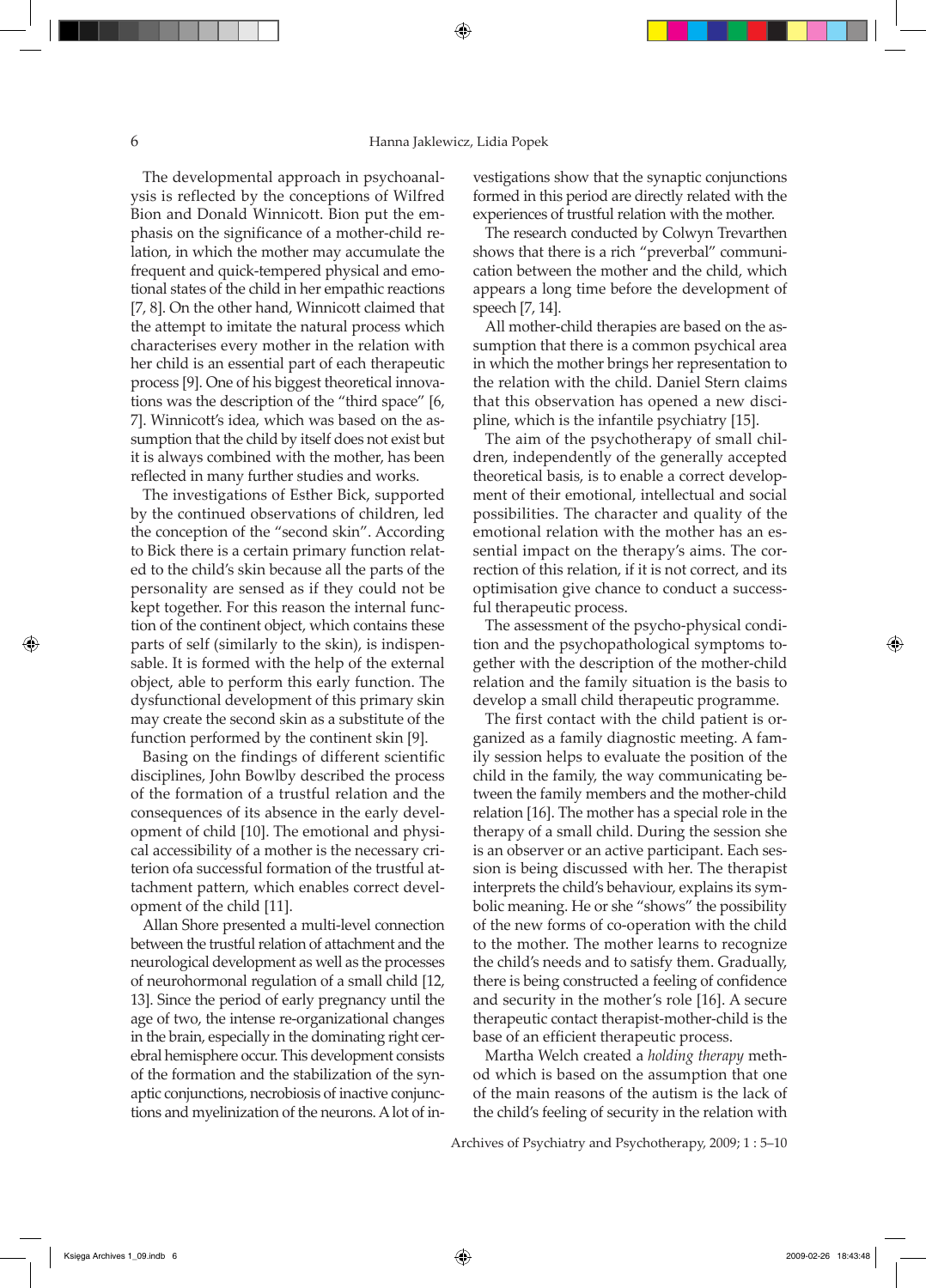The developmental approach in psychoanalysis is reflected by the conceptions of Wilfred Bion and Donald Winnicott. Bion put the emphasis on the significance of a mother-child relation, in which the mother may accumulate the frequent and quick-tempered physical and emotional states of the child in her empathic reactions [7, 8]. On the other hand, Winnicott claimed that the attempt to imitate the natural process which characterises every mother in the relation with her child is an essential part of each therapeutic process [9]. One of his biggest theoretical innovations was the description of the "third space" [6, 7]. Winnicott's idea, which was based on the assumption that the child by itself does not exist but it is always combined with the mother, has been reflected in many further studies and works.

The investigations of Esther Bick, supported by the continued observations of children, led the conception of the "second skin". According to Bick there is a certain primary function related to the child's skin because all the parts of the personality are sensed as if they could not be kept together. For this reason the internal function of the continent object, which contains these parts of self (similarly to the skin), is indispensable. It is formed with the help of the external object, able to perform this early function. The dysfunctional development of this primary skin may create the second skin as a substitute of the function performed by the continent skin [9].

Basing on the findings of different scientific disciplines, John Bowlby described the process of the formation of a trustful relation and the consequences of its absence in the early development of child [10]. The emotional and physical accessibility of a mother is the necessary criterion ofa successful formation of the trustful attachment pattern, which enables correct development of the child [11].

Allan Shore presented a multi-level connection between the trustful relation of attachment and the neurological development as well as the processes of neurohormonal regulation of a small child [12, 13]. Since the period of early pregnancy until the age of two, the intense re-organizational changes in the brain, especially in the dominating right cerebral hemisphere occur. This development consists of the formation and the stabilization of the synaptic conjunctions, necrobiosis of inactive conjunctions and myelinization of the neurons. A lot of investigations show that the synaptic conjunctions formed in this period are directly related with the experiences of trustful relation with the mother.

The research conducted by Colwyn Trevarthen shows that there is a rich "preverbal" communication between the mother and the child, which appears a long time before the development of speech [7, 14].

All mother-child therapies are based on the assumption that there is a common psychical area in which the mother brings her representation to the relation with the child. Daniel Stern claims that this observation has opened a new discipline, which is the infantile psychiatry [15].

The aim of the psychotherapy of small children, independently of the generally accepted theoretical basis, is to enable a correct development of their emotional, intellectual and social possibilities. The character and quality of the emotional relation with the mother has an essential impact on the therapy's aims. The correction of this relation, if it is not correct, and its optimisation give chance to conduct a successful therapeutic process.

The assessment of the psycho-physical condition and the psychopathological symptoms together with the description of the mother-child relation and the family situation is the basis to develop a small child therapeutic programme.

The first contact with the child patient is organized as a family diagnostic meeting. A family session helps to evaluate the position of the child in the family, the way communicating between the family members and the mother-child relation [16]. The mother has a special role in the therapy of a small child. During the session she is an observer or an active participant. Each session is being discussed with her. The therapist interprets the child's behaviour, explains its symbolic meaning. He or she "shows" the possibility of the new forms of co-operation with the child to the mother. The mother learns to recognize the child's needs and to satisfy them. Gradually, there is being constructed a feeling of confidence and security in the mother's role [16]. A secure therapeutic contact therapist-mother-child is the base of an efficient therapeutic process.

Martha Welch created a *holding therapy* method which is based on the assumption that one of the main reasons of the autism is the lack of the child's feeling of security in the relation with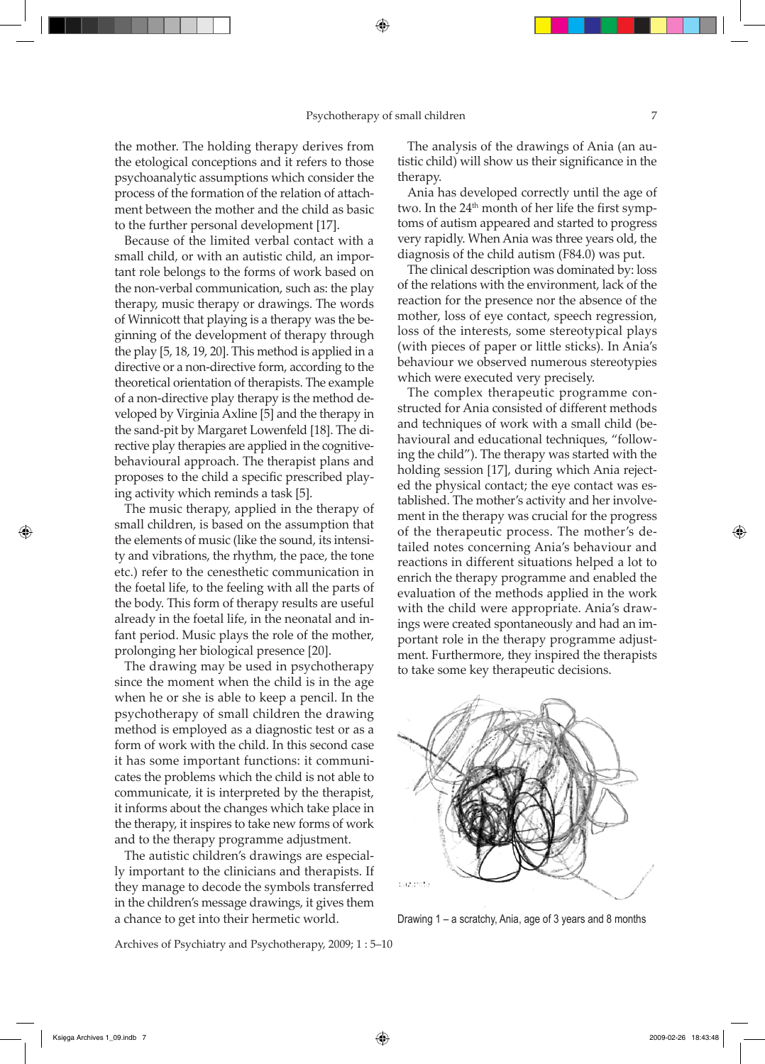the mother. The holding therapy derives from the etological conceptions and it refers to those psychoanalytic assumptions which consider the process of the formation of the relation of attachment between the mother and the child as basic to the further personal development [17].

Because of the limited verbal contact with a small child, or with an autistic child, an important role belongs to the forms of work based on the non-verbal communication, such as: the play therapy, music therapy or drawings. The words of Winnicott that playing is a therapy was the beginning of the development of therapy through the play [5, 18, 19, 20]. This method is applied in a directive or a non-directive form, according to the theoretical orientation of therapists. The example of a non-directive play therapy is the method developed by Virginia Axline [5] and the therapy in the sand-pit by Margaret Lowenfeld [18]. The directive play therapies are applied in the cognitive-behavioural approach. The therapist plans and proposes to the child a specific prescribed playing activity which reminds a task [5].

The music therapy, applied in the therapy of small children, is based on the assumption that the elements of music (like the sound, its intensity and vibrations, the rhythm, the pace, the tone etc.) refer to the cenesthetic communication in the foetal life, to the feeling with all the parts of the body. This form of therapy results are useful already in the foetal life, in the neonatal and infant period. Music plays the role of the mother, prolonging her biological presence [20].

The drawing may be used in psychotherapy since the moment when the child is in the age when he or she is able to keep a pencil. In the psychotherapy of small children the drawing method is employed as a diagnostic test or as a form of work with the child. In this second case it has some important functions: it communicates the problems which the child is not able to communicate, it is interpreted by the therapist, it informs about the changes which take place in the therapy, it inspires to take new forms of work and to the therapy programme adjustment.

The autistic children's drawings are especially important to the clinicians and therapists. If they manage to decode the symbols transferred in the children's message drawings, it gives them a chance to get into their hermetic world.

The analysis of the drawings of Ania (an autistic child) will show us their significance in the therapy.

Ania has developed correctly until the age of two. In the 24th month of her life the first symptoms of autism appeared and started to progress very rapidly. When Ania was three years old, the diagnosis of the child autism (F84.0) was put.

The clinical description was dominated by: loss of the relations with the environment, lack of the reaction for the presence nor the absence of the mother, loss of eye contact, speech regression, loss of the interests, some stereotypical plays (with pieces of paper or little sticks). In Ania's behaviour we observed numerous stereotypies which were executed very precisely.

The complex therapeutic programme constructed for Ania consisted of different methods and techniques of work with a small child (behavioural and educational techniques, "following the child"). The therapy was started with the holding session [17], during which Ania rejected the physical contact; the eye contact was established. The mother's activity and her involvement in the therapy was crucial for the progress of the therapeutic process. The mother's detailed notes concerning Ania's behaviour and reactions in different situations helped a lot to enrich the therapy programme and enabled the evaluation of the methods applied in the work with the child were appropriate. Ania's drawings were created spontaneously and had an important role in the therapy programme adjustment. Furthermore, they inspired the therapists to take some key therapeutic decisions.

Drawing 1 – a scratchy, Ania, age of 3 years and 8 months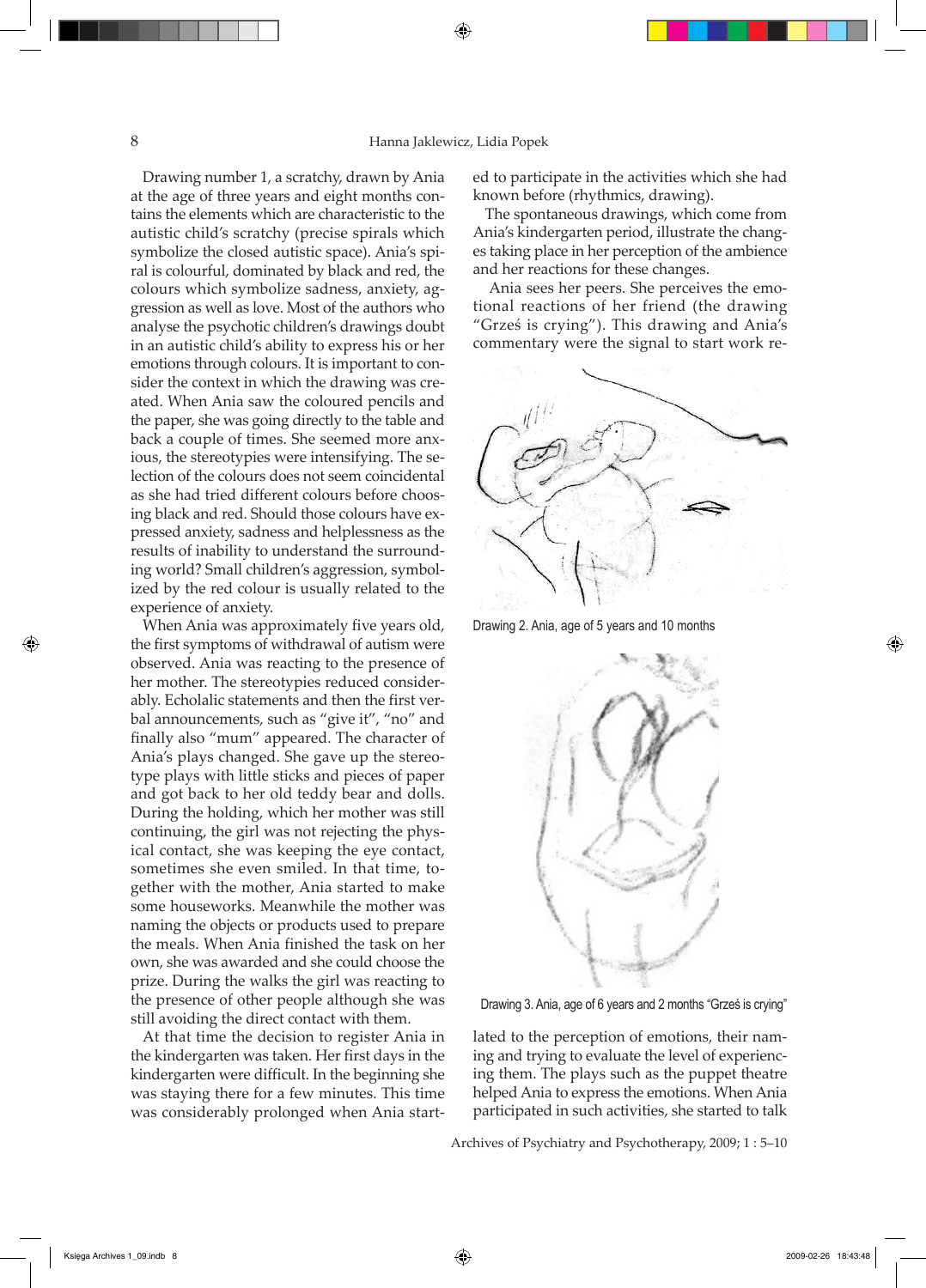Drawing number 1, a scratchy, drawn by Ania at the age of three years and eight months contains the elements which are characteristic to the autistic child's scratchy (precise spirals which symbolize the closed autistic space). Ania's spiral is colourful, dominated by black and red, the colours which symbolize sadness, anxiety, aggression as well as love. Most of the authors who analyse the psychotic children's drawings doubt in an autistic child's ability to express his or her emotions through colours. It is important to consider the context in which the drawing was created. When Ania saw the coloured pencils and the paper, she was going directly to the table and back a couple of times. She seemed more anxious, the stereotypies were intensifying. The selection of the colours does not seem coincidental as she had tried different colours before choosing black and red. Should those colours have expressed anxiety, sadness and helplessness as the results of inability to understand the surrounding world? Small children's aggression, symbolized by the red colour is usually related to the experience of anxiety.

When Ania was approximately five years old, the first symptoms of withdrawal of autism were observed. Ania was reacting to the presence of her mother. The stereotypies reduced considerably. Echolalic statements and then the first verbal announcements, such as "give it", "no" and finally also "mum" appeared. The character of Ania's plays changed. She gave up the stereotype plays with little sticks and pieces of paper and got back to her old teddy bear and dolls. During the holding, which her mother was still continuing, the girl was not rejecting the physical contact, she was keeping the eye contact, sometimes she even smiled. In that time, together with the mother, Ania started to make some houseworks. Meanwhile the mother was naming the objects or products used to prepare the meals. When Ania finished the task on her own, she was awarded and she could choose the prize. During the walks the girl was reacting to the presence of other people although she was still avoiding the direct contact with them.

At that time the decision to register Ania in the kindergarten was taken. Her first days in the kindergarten were difficult. In the beginning she was staying there for a few minutes. This time was considerably prolonged when Ania started to participate in the activities which she had known before (rhythmics, drawing).

The spontaneous drawings, which come from Ania's kindergarten period, illustrate the changes taking place in her perception of the ambience and her reactions for these changes.

Ania sees her peers. She perceives the emotional reactions of her friend (the drawing "Grześ is crying"). This drawing and Ania's commentary were the signal to start work related to the perception of emotions, their naming and trying to evaluate the level of experiencing them. The plays such as the puppet theatre helped Ania to express the emotions. When Ania participated in such activities, she started to talk

Drawing 2. Ania, age of 5 years and 10 months

Drawing 3. Ania, age of 6 years and 2 months "Grześ is crying"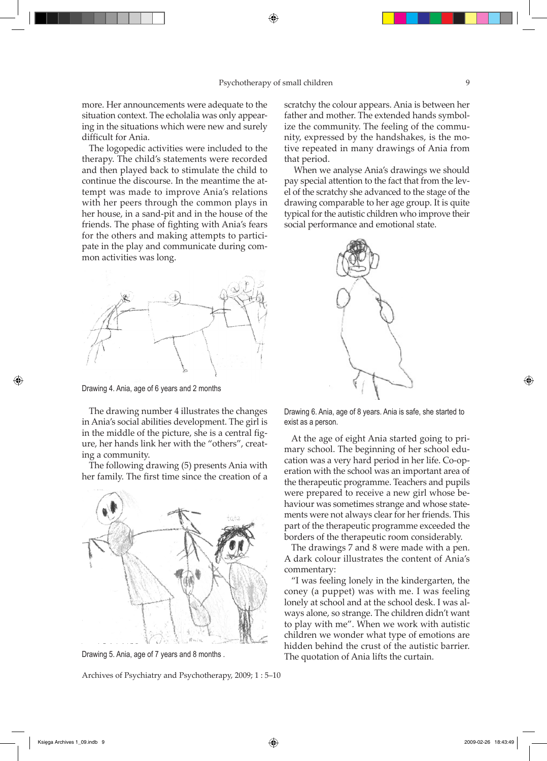more. Her announcements were adequate to the situation context. The echolalia was only appearing in the situations which were new and surely difficult for Ania.

The logopedic activities were included to the therapy. The child's statements were recorded and then played back to stimulate the child to continue the discourse. In the meantime the attempt was made to improve Ania's relations with her peers through the common plays in her house, in a sand-pit and in the house of the friends. The phase of fighting with Ania's fears for the others and making attempts to participate in the play and communicate during common activities was long.

Drawing 4. Ania, age of 6 years and 2 months

The drawing number 4 illustrates the changes in Ania's social abilities development. The girl is in the middle of the picture, she is a central figure, her hands link her with the "others", creating a community.

The following drawing (5) presents Ania with her family. The first time since the creation of a

Drawing 5. Ania, age of 7 years and 8 months .

scratchy the colour appears. Ania is between her father and mother. The extended hands symbolize the community. The feeling of the community, expressed by the handshakes, is the motive repeated in many drawings of Ania from that period.

When we analyse Ania's drawings we should pay special attention to the fact that from the level of the scratchy she advanced to the stage of the drawing comparable to her age group. It is quite typical for the autistic children who improve their social performance and emotional state.

Drawing 6. Ania, age of 8 years. Ania is safe, she started to exist as a person.

At the age of eight Ania started going to primary school. The beginning of her school education was a very hard period in her life. Co-operation with the school was an important area of the therapeutic programme. Teachers and pupils were prepared to receive a new girl whose behaviour was sometimes strange and whose statements were not always clear for her friends. This part of the therapeutic programme exceeded the borders of the therapeutic room considerably.

The drawings 7 and 8 were made with a pen. A dark colour illustrates the content of Ania's commentary:

"I was feeling lonely in the kindergarten, the coney (a puppet) was with me. I was feeling lonely at school and at the school desk. I was always alone, so strange. The children didn't want to play with me". When we work with autistic children we wonder what type of emotions are hidden behind the crust of the autistic barrier. The quotation of Ania lifts the curtain.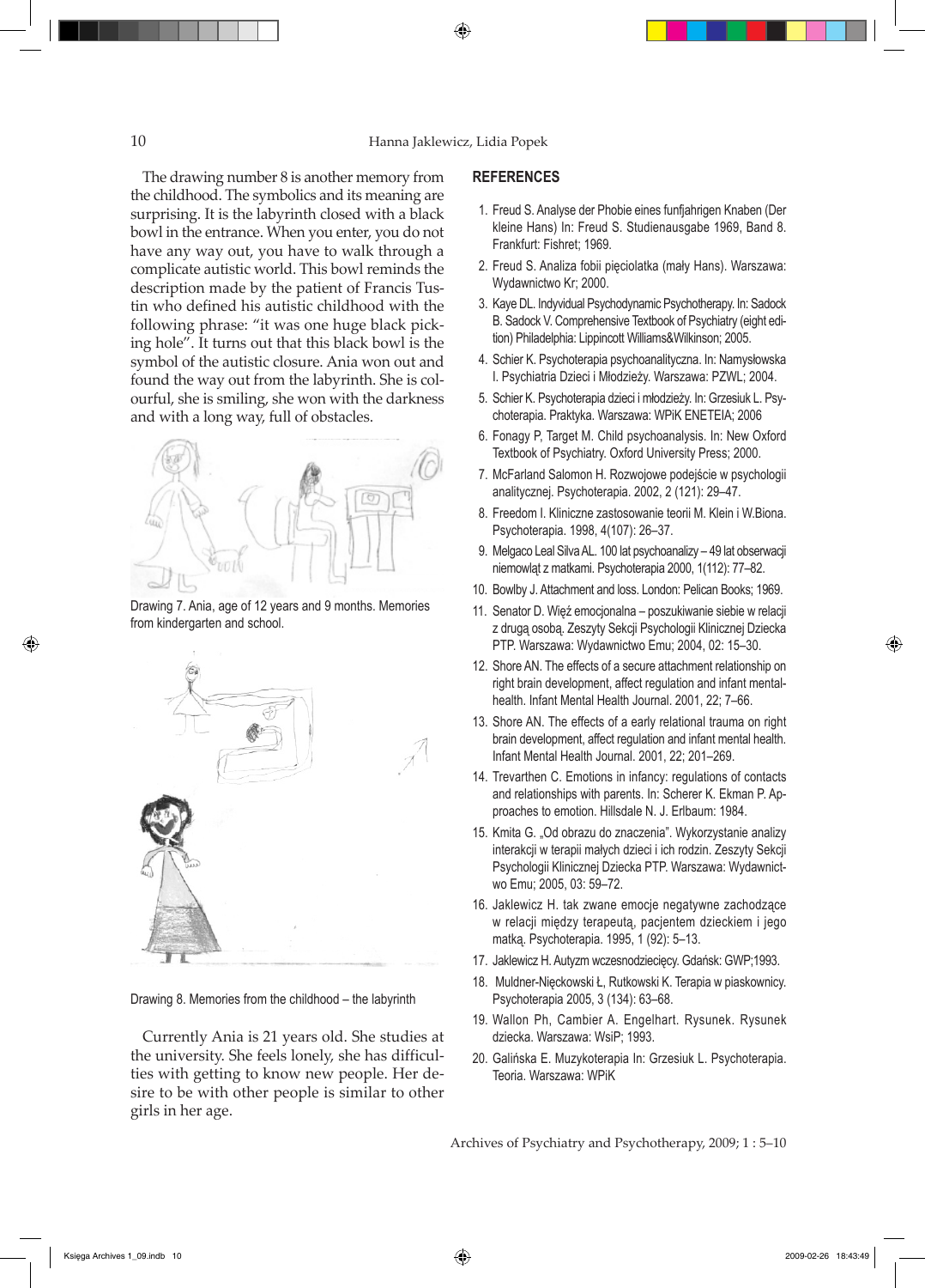The drawing number 8 is another memory from the childhood. The symbolics and its meaning are surprising. It is the labyrinth closed with a black bowl in the entrance. When you enter, you do not have any way out, you have to walk through a complicate autistic world. This bowl reminds the description made by the patient of Francis Tustin who defined his autistic childhood with the following phrase: "it was one huge black picking hole". It turns out that this black bowl is the symbol of the autistic closure. Ania won out and found the way out from the labyrinth. She is colourful, she is smiling, she won with the darkness and with a long way, full of obstacles.

Drawing 7. Ania, age of 12 years and 9 months. Memories from kindergarten and school.

Drawing 8. Memories from the childhood – the labyrinth

Currently Ania is 21 years old. She studies at the university. She feels lonely, she has difficulties with getting to know new people. Her desire to be with other people is similar to other girls in her age.

## REFERENCES

1. Freud S. Analyse der Phobie eines funfjahrigen Knaben (Der kleine Hans) In: Freud S. Studienausgabe 1969, Band 8. Frankfurt: Fishret; 1969.
2. Freud S. Analiza fobii pięciolatka (mały Hans). Warszawa: Wydawnictwo Kr; 2000.
3. Kaye DL. Indyvidual Psychodynamic Psychotherapy. In: Sadock B. Sadock V. Comprehensive Textbook of Psychiatry (eight edition) Philadelphia: Lippincott Williams&Wilkinson; 2005.
4. Schier K. Psychoterapia psychoanalityczna. In: Namysłowska I. Psychiatria Dzieci i Młodzieży. Warszawa: PZWL; 2004.
5. Schier K. Psychoterapia dzieci i młodzieży. In: Grzesiuk L. Psychoterapia. Praktyka. Warszawa: WPiK ENETEIA; 2006
6. Fonagy P, Target M. Child psychoanalysis. In: New Oxford Textbook of Psychiatry. Oxford University Press; 2000.
7. McFarland Salomon H. Rozwojowe podejście w psychologii analitycznej. Psychoterapia. 2002, 2 (121): 29–47.
8. Freedom I. Kliniczne zastosowanie teorii M. Klein i W.Biona. Psychoterapia. 1998, 4(107): 26–37.
9. Melgaco Leal Silva AL. 100 lat psychoanalizy – 49 lat obserwacji niemowląt z matkami. Psychoterapia 2000, 1(112): 77–82.
10. Bowlby J. Attachment and loss. London: Pelican Books; 1969.
11. Senator D. Więź emocjonalna – poszukiwanie siebie w relacji z drugą osobą. Zeszyty Sekcji Psychologii Klinicznej Dziecka PTP. Warszawa: Wydawnictwo Emu; 2004, 02: 15–30.
12. Shore AN. The effects of a secure attachment relationship on right brain development, affect regulation and infant mental-health. Infant Mental Health Journal. 2001, 22; 7–66.
13. Shore AN. The effects of a early relational trauma on right brain development, affect regulation and infant mental health. Infant Mental Health Journal. 2001, 22; 201–269.
14. Trevarthen C. Emotions in infancy: regulations of contacts and relationships with parents. In: Scherer K. Ekman P. Approaches to emotion. Hillsdale N. J. Erlbaum: 1984.
15. Kmita G. „Od obrazu do znaczenia". Wykorzystanie analizy interakcji w terapii małych dzieci i ich rodzin. Zeszyty Sekcji Psychologii Klinicznej Dziecka PTP. Warszawa: Wydawnictwo Emu; 2005, 03: 59–72.
16. Jaklewicz H. tak zwane emocje negatywne zachodzące w relacji między terapeutą, pacjentem dzieckiem i jego matką. Psychoterapia. 1995, 1 (92): 5–13.
17. Jaklewicz H. Autyzm wczesnodziecięcy. Gdańsk: GWP;1993.
18. Muldner-Nięckowski Ł, Rutkowski K. Terapia w piaskownicy. Psychoterapia 2005, 3 (134): 63–68.
19. Wallon Ph, Cambier A. Engelhart. Rysunek. Rysunek dziecka. Warszawa: WsiP; 1993.
20. Galińska E. Muzykoterapia In: Grzesiuk L. Psychoterapia. Teoria. Warszawa: WPiK